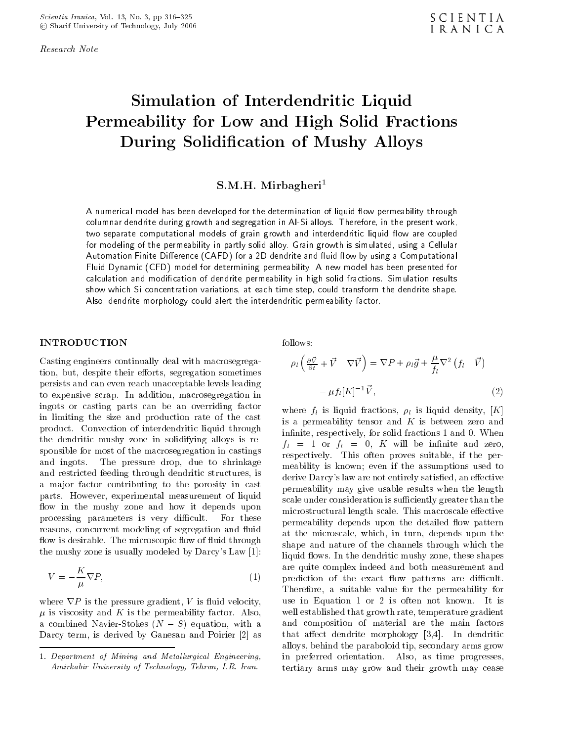*Research Note*

# Simulation of Interdendritic Liquid Permeability for Low and High Solid Fractions During Solidification of Mushy Alloys

**S.M.H. Mirbagheri**[1]

A numerical model has been developed for the determination of liquid flow permeability through columnar dendrite during growth and segregation in Al-Si alloys. Therefore, in the present work, two separate computational models of grain growth and interdendritic liquid flow are coupled for modeling of the permeability in partly solid alloy. Grain growth is simulated, using a Cellular Automation Finite Difference (CAFD) for a 2D dendrite and fluid flow by using a Computational Fluid Dynamic (CFD) model for determining permeability. A new model has been presented for calculation and modification of dendrite permeability in high solid fractions. Simulation results show which Si concentration variations, at each time step, could transform the dendrite shape. Also, dendrite morphology could alert the interdendritic permeability factor.

## INTRODUCTION

Casting engineers continually deal with macrosegregation, but, despite their efforts, segregation sometimes persists and can even reach unacceptable levels leading to expensive scrap. In addition, macrosegregation in ingots or casting parts can be an overriding factor in limiting the size and production rate of the cast product. Convection of interdendritic liquid through the dendritic mushy zone in solidifying alloys is responsible for most of the macrosegregation in castings and ingots. The pressure drop, due to shrinkage and restricted feeding through dendritic structures, is a major factor contributing to the porosity in cast parts. However, experimental measurement of liquid flow in the mushy zone and how it depends upon processing parameters is very difficult. For these reasons, concurrent modeling of segregation and fluid flow is desirable. The microscopic flow of fluid through the mushy zone is usually modeled by Darcy's Law [1]:

$$V = -\frac{K}{\mu}\nabla P, \tag{1}$$

where $\nabla P$ is the pressure gradient, $V$ is fluid velocity, $\mu$ is viscosity and $K$ is the permeability factor. Also, a combined Navier-Stokes ($N-S$) equation, with a Darcy term, is derived by Ganesan and Poirier [2] as follows:

$$\rho_l\left(\frac{\partial \vec{V}}{\partial t} + \vec{V} \quad \nabla\vec{V}\right) = \nabla P + \rho_l\vec{g} + \frac{\mu}{f_l}\nabla^2\left(f_l \quad \vec{V}\right) - \mu f_l[K]^{-1}\vec{V}, \tag{2}$$

where $f_l$ is liquid fractions, $\rho_l$ is liquid density, $[K]$ is a permeability tensor and $K$ is between zero and infinite, respectively, for solid fractions 1 and 0. When $f_l = 1$ or $f_l = 0$, $K$ will be infinite and zero, respectively. This often proves suitable, if the permeability is known; even if the assumptions used to derive Darcy's law are not entirely satisfied, an effective permeability may give usable results when the length scale under consideration is sufficiently greater than the microstructural length scale. This macroscale effective permeability depends upon the detailed flow pattern at the microscale, which, in turn, depends upon the shape and nature of the channels through which the liquid flows. In the dendritic mushy zone, these shapes are quite complex indeed and both measurement and prediction of the exact flow patterns are difficult. Therefore, a suitable value for the permeability for use in Equation 1 or 2 is often not known. It is well established that growth rate, temperature gradient and composition of material are the main factors that affect dendrite morphology [3,4]. In dendritic alloys, behind the paraboloid tip, secondary arms grow in preferred orientation. Also, as time progresses, tertiary arms may grow and their growth may cease

1. *Department of Mining and Metallurgical Engineering, Amirkabir University of Technology, Tehran, I.R. Iran.*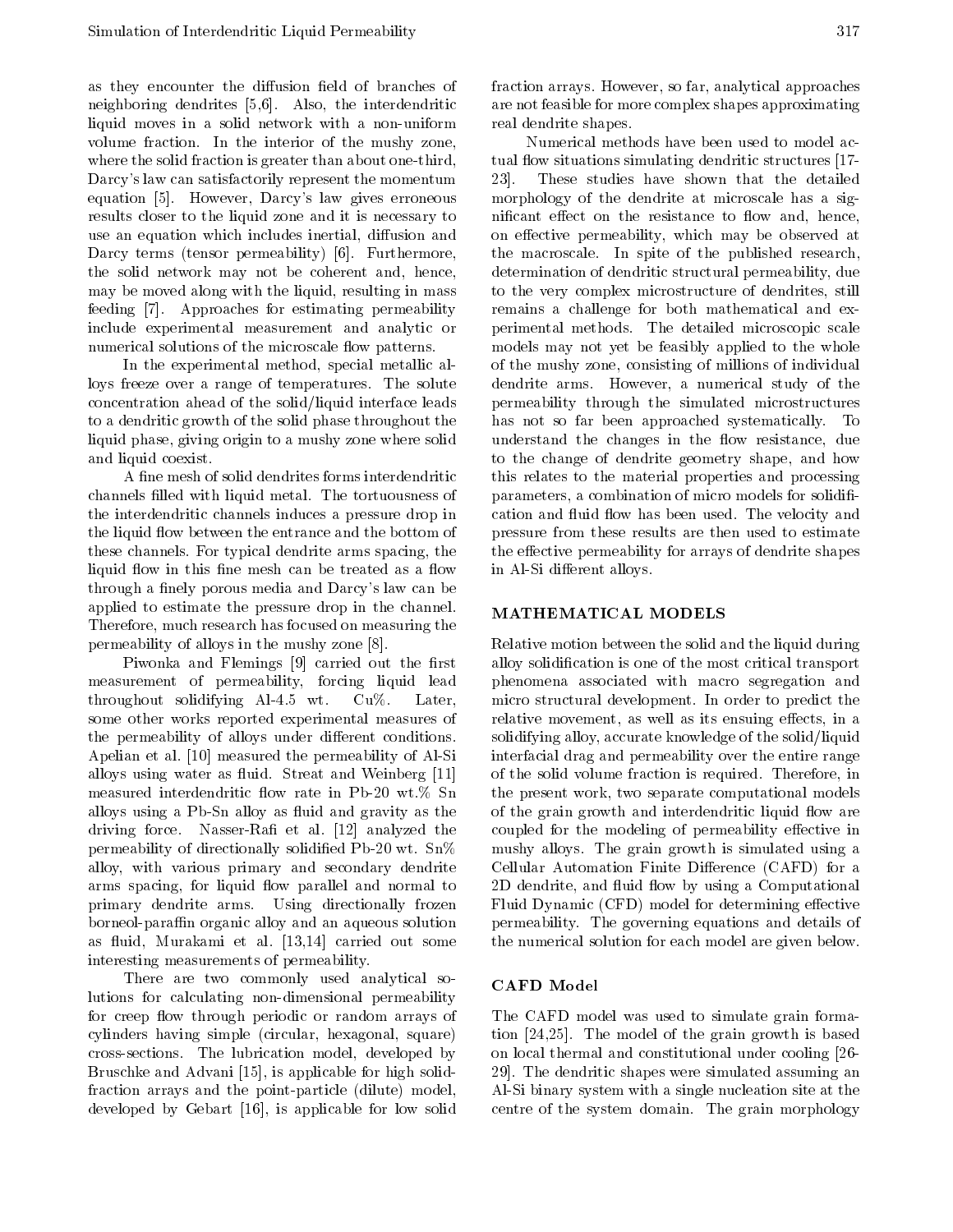as they encounter the diffusion field of branches of neighboring dendrites [5,6]. Also, the interdendritic liquid moves in a solid network with a non-uniform volume fraction. In the interior of the mushy zone, where the solid fraction is greater than about one-third, Darcy's law can satisfactorily represent the momentum equation [5]. However, Darcy's law gives erroneous results closer to the liquid zone and it is necessary to use an equation which includes inertial, diffusion and Darcy terms (tensor permeability) [6]. Furthermore, the solid network may not be coherent and, hence, may be moved along with the liquid, resulting in mass feeding [7]. Approaches for estimating permeability include experimental measurement and analytic or numerical solutions of the microscale flow patterns.

In the experimental method, special metallic alloys freeze over a range of temperatures. The solute concentration ahead of the solid/liquid interface leads to a dendritic growth of the solid phase throughout the liquid phase, giving origin to a mushy zone where solid and liquid coexist.

A fine mesh of solid dendrites forms interdendritic channels filled with liquid metal. The tortuousness of the interdendritic channels induces a pressure drop in the liquid flow between the entrance and the bottom of these channels. For typical dendrite arms spacing, the liquid flow in this fine mesh can be treated as a flow through a finely porous media and Darcy's law can be applied to estimate the pressure drop in the channel. Therefore, much research has focused on measuring the permeability of alloys in the mushy zone [8].

Piwonka and Flemings [9] carried out the first measurement of permeability, forcing liquid lead throughout solidifying Al-4.5 wt. Cu%. Later, some other works reported experimental measures of the permeability of alloys under different conditions. Apelian et al. [10] measured the permeability of Al-Si alloys using water as fluid. Streat and Weinberg [11] measured interdendritic flow rate in Pb-20 wt.% Sn alloys using a Pb-Sn alloy as fluid and gravity as the driving force. Nasser-Rafi et al. [12] analyzed the permeability of directionally solidified Pb-20 wt. Sn% alloy, with various primary and secondary dendrite arms spacing, for liquid flow parallel and normal to primary dendrite arms. Using directionally frozen borneol-paraffin organic alloy and an aqueous solution as fluid, Murakami et al. [13,14] carried out some interesting measurements of permeability.

There are two commonly used analytical solutions for calculating non-dimensional permeability for creep flow through periodic or random arrays of cylinders having simple (circular, hexagonal, square) cross-sections. The lubrication model, developed by Bruschke and Advani [15], is applicable for high solid-fraction arrays and the point-particle (dilute) model, developed by Gebart [16], is applicable for low solid fraction arrays. However, so far, analytical approaches are not feasible for more complex shapes approximating real dendrite shapes.

Numerical methods have been used to model actual flow situations simulating dendritic structures [17-23]. These studies have shown that the detailed morphology of the dendrite at microscale has a significant effect on the resistance to flow and, hence, on effective permeability, which may be observed at the macroscale. In spite of the published research, determination of dendritic structural permeability, due to the very complex microstructure of dendrites, still remains a challenge for both mathematical and experimental methods. The detailed microscopic scale models may not yet be feasibly applied to the whole of the mushy zone, consisting of millions of individual dendrite arms. However, a numerical study of the permeability through the simulated microstructures has not so far been approached systematically. To understand the changes in the flow resistance, due to the change of dendrite geometry shape, and how this relates to the material properties and processing parameters, a combination of micro models for solidification and fluid flow has been used. The velocity and pressure from these results are then used to estimate the effective permeability for arrays of dendrite shapes in Al-Si different alloys.

## MATHEMATICAL MODELS

Relative motion between the solid and the liquid during alloy solidification is one of the most critical transport phenomena associated with macro segregation and micro structural development. In order to predict the relative movement, as well as its ensuing effects, in a solidifying alloy, accurate knowledge of the solid/liquid interfacial drag and permeability over the entire range of the solid volume fraction is required. Therefore, in the present work, two separate computational models of the grain growth and interdendritic liquid flow are coupled for the modeling of permeability effective in mushy alloys. The grain growth is simulated using a Cellular Automation Finite Difference (CAFD) for a 2D dendrite, and fluid flow by using a Computational Fluid Dynamic (CFD) model for determining effective permeability. The governing equations and details of the numerical solution for each model are given below.

### CAFD Model

The CAFD model was used to simulate grain formation [24,25]. The model of the grain growth is based on local thermal and constitutional under cooling [26-29]. The dendritic shapes were simulated assuming an Al-Si binary system with a single nucleation site at the centre of the system domain. The grain morphology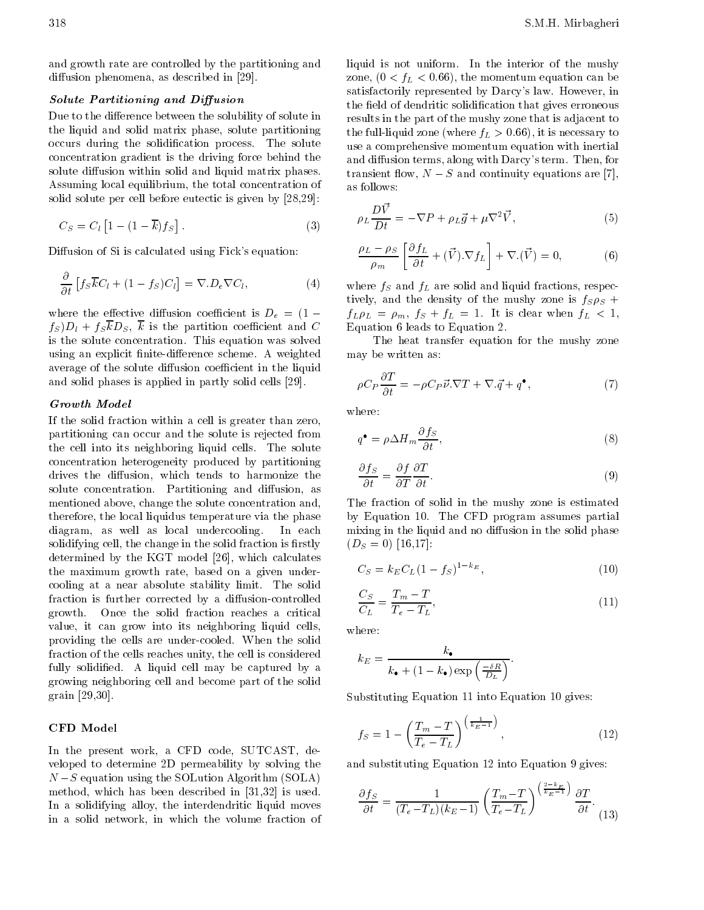and growth rate are controlled by the partitioning and diffusion phenomena, as described in [29].

### Solute Partitioning and Diffusion

Due to the difference between the solubility of solute in the liquid and solid matrix phase, solute partitioning occurs during the solidification process. The solute concentration gradient is the driving force behind the solute diffusion within solid and liquid matrix phases. Assuming local equilibrium, the total concentration of solid solute per cell before eutectic is given by [28,29]:

$$C_S = C_l \left[1 - (1 - \overline{k}) f_S\right]. \tag{3}$$

Diffusion of Si is calculated using Fick's equation:

$$\frac{\partial}{\partial t}\left[f_S \overline{k} C_l + (1 - f_S) C_l\right] = \nabla . D_e \nabla C_l, \tag{4}$$

where the effective diffusion coefficient is $D_e = (1 - f_S)D_l + f_S \overline{k} D_S$, $\overline{k}$ is the partition coefficient and $C$ is the solute concentration. This equation was solved using an explicit finite-difference scheme. A weighted average of the solute diffusion coefficient in the liquid and solid phases is applied in partly solid cells [29].

### Growth Model

If the solid fraction within a cell is greater than zero, partitioning can occur and the solute is rejected from the cell into its neighboring liquid cells. The solute concentration heterogeneity produced by partitioning drives the diffusion, which tends to harmonize the solute concentration. Partitioning and diffusion, as mentioned above, change the solute concentration and, therefore, the local liquidus temperature via the phase diagram, as well as local undercooling. In each solidifying cell, the change in the solid fraction is firstly determined by the KGT model [26], which calculates the maximum growth rate, based on a given undercooling at a near absolute stability limit. The solid fraction is further corrected by a diffusion-controlled growth. Once the solid fraction reaches a critical value, it can grow into its neighboring liquid cells, providing the cells are under-cooled. When the solid fraction of the cells reaches unity, the cell is considered fully solidified. A liquid cell may be captured by a growing neighboring cell and become part of the solid grain [29,30].

## CFD Model

In the present work, a CFD code, SUTCAST, developed to determine 2D permeability by solving the $N-S$ equation using the SOLution Algorithm (SOLA) method, which has been described in [31,32] is used. In a solidifying alloy, the interdendritic liquid moves in a solid network, in which the volume fraction of liquid is not uniform. In the interior of the mushy zone, $(0 < f_L < 0.66)$, the momentum equation can be satisfactorily represented by Darcy's law. However, in the field of dendritic solidification that gives erroneous results in the part of the mushy zone that is adjacent to the full-liquid zone (where $f_L > 0.66$), it is necessary to use a comprehensive momentum equation with inertial and diffusion terms, along with Darcy's term. Then, for transient flow, $N-S$ and continuity equations are [7], as follows:

$$\rho_L \frac{D\vec{V}}{Dt} = -\nabla P + \rho_L \vec{g} + \mu \nabla^2 \vec{V}, \tag{5}$$

$$\frac{\rho_L - \rho_S}{\rho_m}\left[\frac{\partial f_L}{\partial t} + (\vec{V}).\nabla f_L\right] + \nabla.(\vec{V}) = 0, \tag{6}$$

where $f_S$ and $f_L$ are solid and liquid fractions, respectively, and the density of the mushy zone is $f_S\rho_S + f_L\rho_L = \rho_m$, $f_S + f_L = 1$. It is clear when $f_L < 1$, Equation 6 leads to Equation 2.

The heat transfer equation for the mushy zone may be written as:

$$\rho C_P \frac{\partial T}{\partial t} = -\rho C_P \vec{\nu}.\nabla T + \nabla.\vec{q} + q^\bullet, \tag{7}$$

where:

$$q^\bullet = \rho \Delta H_m \frac{\partial f_S}{\partial t}, \tag{8}$$

$$\frac{\partial f_S}{\partial t} = \frac{\partial f}{\partial T}\frac{\partial T}{\partial t}. \tag{9}$$

The fraction of solid in the mushy zone is estimated by Equation 10. The CFD program assumes partial mixing in the liquid and no diffusion in the solid phase $(D_S = 0)$ [16,17]:

$$C_S = k_E C_L (1 - f_S)^{1-k_E}, \tag{10}$$

$$\frac{C_S}{C_L} = \frac{T_m - T}{T_e - T_L}, \tag{11}$$

where:

$$k_E = \frac{k_\bullet}{k_\bullet + (1 - k_\bullet)\exp\left(\frac{-\delta R}{D_L}\right)}.$$

Substituting Equation 11 into Equation 10 gives:

$$f_S = 1 - \left(\frac{T_m - T}{T_e - T_L}\right)^{\left(\frac{1}{k_E - 1}\right)}, \tag{12}$$

and substituting Equation 12 into Equation 9 gives:

$$\frac{\partial f_S}{\partial t} = \frac{1}{(T_e - T_L)(k_E - 1)}\left(\frac{T_m - T}{T_e - T_L}\right)^{\left(\frac{2-k_E}{k_E - 1}\right)}\frac{\partial T}{\partial t}. \tag{13}$$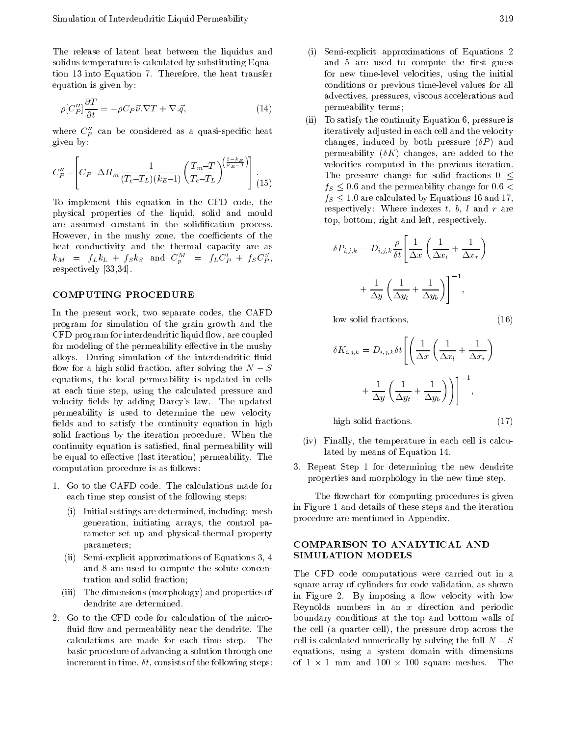The release of latent heat between the liquidus and solidus temperature is calculated by substituting Equation 13 into Equation 7. Therefore, the heat transfer equation is given by:

$$\rho[C_P''] \frac{\partial T}{\partial t} = -\rho C_P \vec{v}.\nabla T + \nabla.\vec{q}, \tag{14}$$

where $C_P''$ can be considered as a quasi-specific heat given by:

$$C_P'' = \left[ C_P - \Delta H_m \frac{1}{(T_e - T_L)(k_E - 1)} \left( \frac{T_m - T}{T_e - T_L} \right)^{\left(\frac{2-k_E}{k_E-1}\right)} \right]. \tag{15}$$

To implement this equation in the CFD code, the physical properties of the liquid, solid and mould are assumed constant in the solidification process. However, in the mushy zone, the coefficients of the heat conductivity and the thermal capacity are as $k_M = f_L k_L + f_S k_S$ and $C_p^M = f_L C_P^l + f_S C_P^S$, respectively [33,34].

## COMPUTING PROCEDURE

In the present work, two separate codes, the CAFD program for simulation of the grain growth and the CFD program for interdendritic liquid flow, are coupled for modeling of the permeability effective in the mushy alloys. During simulation of the interdendritic fluid flow for a high solid fraction, after solving the $N-S$ equations, the local permeability is updated in cells at each time step, using the calculated pressure and velocity fields by adding Darcy's law. The updated permeability is used to determine the new velocity fields and to satisfy the continuity equation in high solid fractions by the iteration procedure. When the continuity equation is satisfied, final permeability will be equal to effective (last iteration) permeability. The computation procedure is as follows:

1. Go to the CAFD code. The calculations made for each time step consist of the following steps:
   - (i) Initial settings are determined, including: mesh generation, initiating arrays, the control parameter set up and physical-thermal property parameters;
   - (ii) Semi-explicit approximations of Equations 3, 4 and 8 are used to compute the solute concentration and solid fraction;
   - (iii) The dimensions (morphology) and properties of dendrite are determined.
2. Go to the CFD code for calculation of the micro-fluid flow and permeability near the dendrite. The calculations are made for each time step. The basic procedure of advancing a solution through one increment in time, $\delta t$, consists of the following steps:
   - (i) Semi-explicit approximations of Equations 2 and 5 are used to compute the first guess for new time-level velocities, using the initial conditions or previous time-level values for all advectives, pressures, viscous accelerations and permeability terms;
   - (ii) To satisfy the continuity Equation 6, pressure is iteratively adjusted in each cell and the velocity changes, induced by both pressure ($\delta P$) and permeability ($\delta K$) changes, are added to the velocities computed in the previous iteration. The pressure change for solid fractions $0 \le f_S \le 0.6$ and the permeability change for $0.6 < f_S \le 1.0$ are calculated by Equations 16 and 17, respectively: Where indexes $t$, $b$, $l$ and $r$ are top, bottom, right and left, respectively.

$$\delta P_{i,j,k} = D_{i,j,k} \frac{\rho}{\delta t} \left[ \frac{1}{\Delta x} \left( \frac{1}{\Delta x_l} + \frac{1}{\Delta x_r} \right) + \frac{1}{\Delta y} \left( \frac{1}{\Delta y_t} + \frac{1}{\Delta y_b} \right) \right]^{-1},$$

low solid fractions, (16)

$$\delta K_{i,j,k} = D_{i,j,k} \delta t \left[ \left( \frac{1}{\Delta x} \left( \frac{1}{\Delta x_l} + \frac{1}{\Delta x_r} \right) + \frac{1}{\Delta y} \left( \frac{1}{\Delta y_t} + \frac{1}{\Delta y_b} \right) \right) \right]^{-1},$$

high solid fractions. (17)

   - (iv) Finally, the temperature in each cell is calculated by means of Equation 14.
3. Repeat Step 1 for determining the new dendrite properties and morphology in the new time step.

The flowchart for computing procedures is given in Figure 1 and details of these steps and the iteration procedure are mentioned in Appendix.

## COMPARISON TO ANALYTICAL AND SIMULATION MODELS

The CFD code computations were carried out in a square array of cylinders for code validation, as shown in Figure 2. By imposing a flow velocity with low Reynolds numbers in an $x$ direction and periodic boundary conditions at the top and bottom walls of the cell (a quarter cell), the pressure drop across the cell is calculated numerically by solving the full $N-S$ equations, using a system domain with dimensions of $1 \times 1$ mm and $100 \times 100$ square meshes. The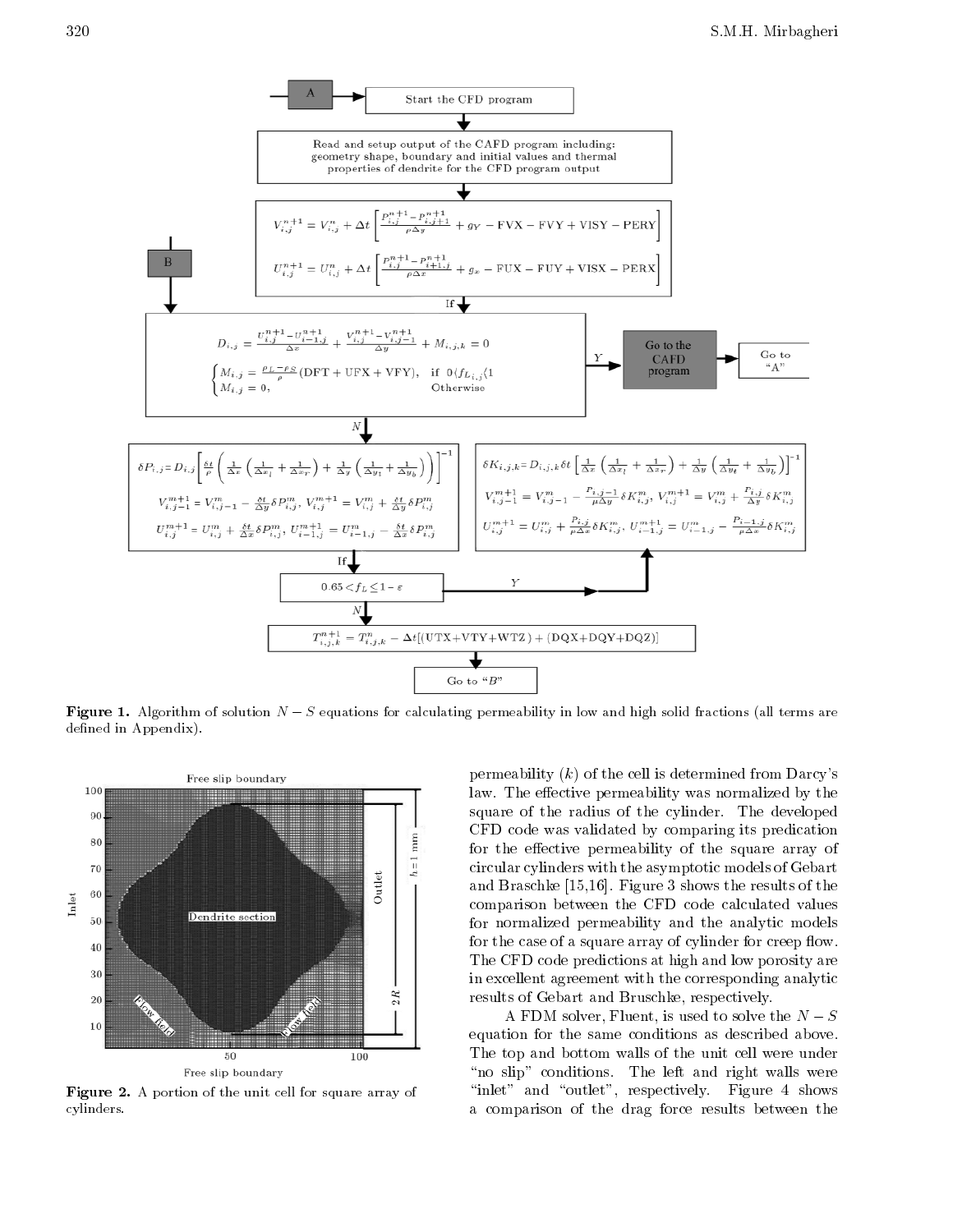**Figure 1.** Algorithm of solution $N-S$ equations for calculating permeability in low and high solid fractions (all terms are defined in Appendix).

**Figure 2.** A portion of the unit cell for square array of cylinders.

permeability ($k$) of the cell is determined from Darcy's law. The effective permeability was normalized by the square of the radius of the cylinder. The developed CFD code was validated by comparing its predication for the effective permeability of the square array of circular cylinders with the asymptotic models of Gebart and Braschke [15,16]. Figure 3 shows the results of the comparison between the CFD code calculated values for normalized permeability and the analytic models for the case of a square array of cylinder for creep flow. The CFD code predictions at high and low porosity are in excellent agreement with the corresponding analytic results of Gebart and Bruschke, respectively.

A FDM solver, Fluent, is used to solve the $N-S$ equation for the same conditions as described above. The top and bottom walls of the unit cell were under "no slip" conditions. The left and right walls were "inlet" and "outlet", respectively. Figure 4 shows a comparison of the drag force results between the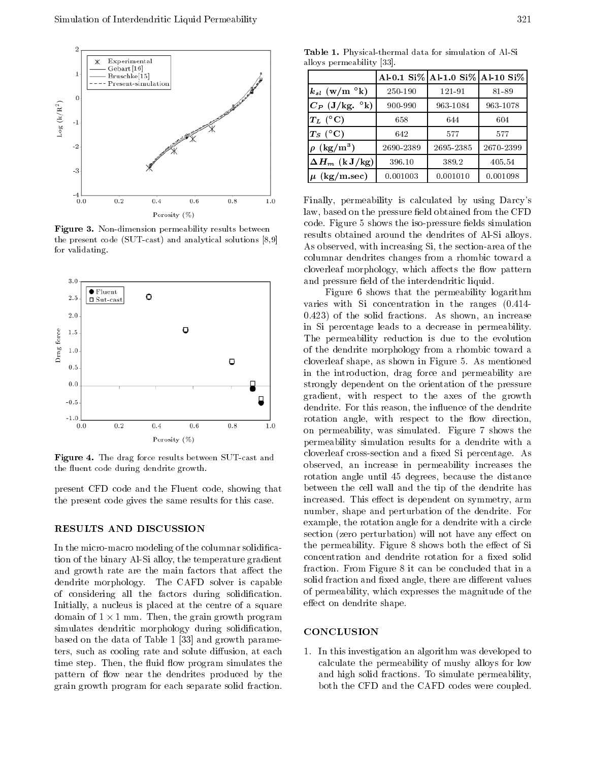Figure 3. Non-dimension permeability results between the present code (SUT-cast) and analytical solutions [8,9] for validating.

Figure 4. The drag force results between SUT-cast and the fluent code during dendrite growth.

present CFD code and the Fluent code, showing that the present code gives the same results for this case.

## RESULTS AND DISCUSSION

In the micro-macro modeling of the columnar solidification of the binary Al-Si alloy, the temperature gradient and growth rate are the main factors that affect the dendrite morphology. The CAFD solver is capable of considering all the factors during solidification. Initially, a nucleus is placed at the centre of a square domain of $1 \times 1$ mm. Then, the grain growth program simulates dendritic morphology during solidification, based on the data of Table 1 [33] and growth parameters, such as cooling rate and solute diffusion, at each time step. Then, the fluid flow program simulates the pattern of flow near the dendrites produced by the grain growth program for each separate solid fraction.

**Table 1.** Physical-thermal data for simulation of Al-Si alloys permeability [33].

| | **Al-0.1 Si%** | **Al-1.0 Si%** | **Al-10 Si%** |
|---|---|---|---|
| $k_{sl}$ **(w/m °k)** | 250-190 | 121-91 | 81-89 |
| $C_P$ **(J/kg. °k)** | 900-990 | 963-1084 | 963-1078 |
| $T_L$ **(°C)** | 658 | 644 | 604 |
| $T_S$ **(°C)** | 642 | 577 | 577 |
| $\rho$ **(kg/m³)** | 2690-2389 | 2695-2385 | 2670-2399 |
| $\Delta H_m$ **(kJ/kg)** | 396.10 | 389.2 | 405.54 |
| $\mu$ **(kg/m.sec)** | 0.001003 | 0.001010 | 0.001098 |

Finally, permeability is calculated by using Darcy's law, based on the pressure field obtained from the CFD code. Figure 5 shows the iso-pressure fields simulation results obtained around the dendrites of Al-Si alloys. As observed, with increasing Si, the section-area of the columnar dendrites changes from a rhombic toward a cloverleaf morphology, which affects the flow pattern and pressure field of the interdendritic liquid.

Figure 6 shows that the permeability logarithm varies with Si concentration in the ranges (0.414-0.423) of the solid fractions. As shown, an increase in Si percentage leads to a decrease in permeability. The permeability reduction is due to the evolution of the dendrite morphology from a rhombic toward a cloverleaf shape, as shown in Figure 5. As mentioned in the introduction, drag force and permeability are strongly dependent on the orientation of the pressure gradient, with respect to the axes of the growth dendrite. For this reason, the influence of the dendrite rotation angle, with respect to the flow direction, on permeability, was simulated. Figure 7 shows the permeability simulation results for a dendrite with a cloverleaf cross-section and a fixed Si percentage. As observed, an increase in permeability increases the rotation angle until 45 degrees, because the distance between the cell wall and the tip of the dendrite has increased. This effect is dependent on symmetry, arm number, shape and perturbation of the dendrite. For example, the rotation angle for a dendrite with a circle section (zero perturbation) will not have any effect on the permeability. Figure 8 shows both the effect of Si concentration and dendrite rotation for a fixed solid fraction. From Figure 8 it can be concluded that in a solid fraction and fixed angle, there are different values of permeability, which expresses the magnitude of the effect on dendrite shape.

## CONCLUSION

1. In this investigation an algorithm was developed to calculate the permeability of mushy alloys for low and high solid fractions. To simulate permeability, both the CFD and the CAFD codes were coupled.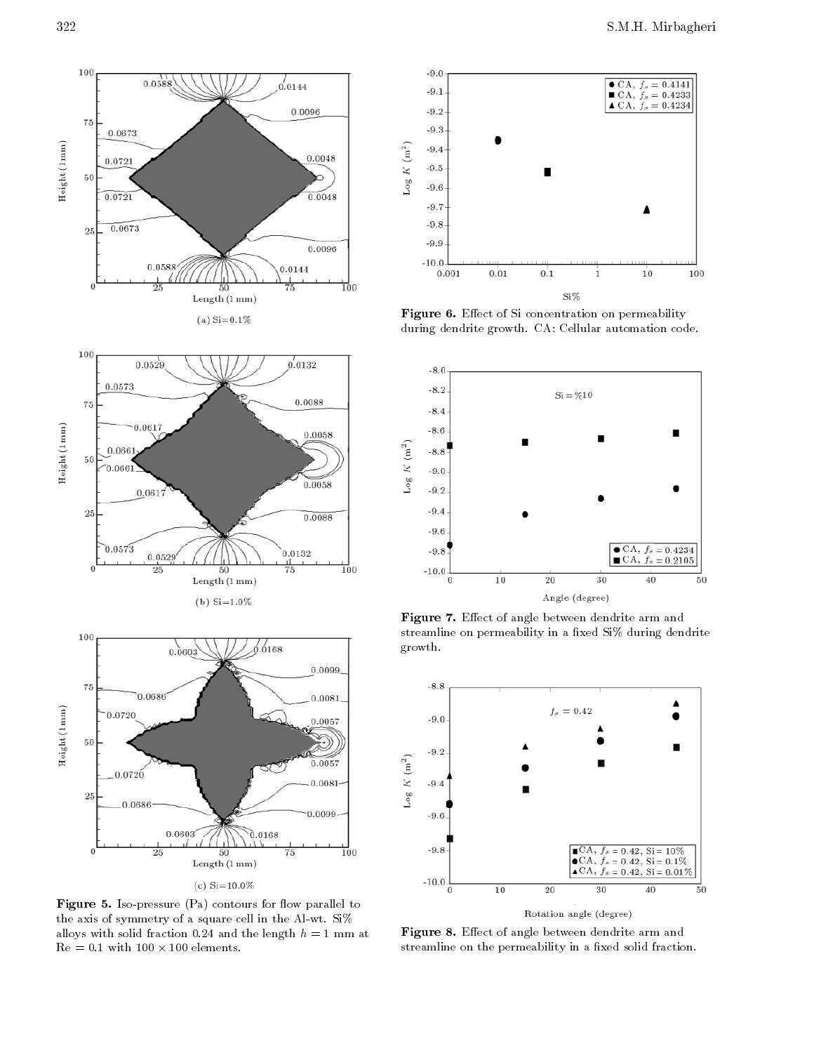Figure 5. Iso-pressure (Pa) contours for flow parallel to the axis of symmetry of a square cell in the Al-wt. Si% alloys with solid fraction 0.24 and the length $h = 1$ mm at $\mathrm{Re} = 0.1$ with $100 \times 100$ elements.

Figure 6. Effect of Si concentration on permeability during dendrite growth. CA: Cellular automation code.

Figure 7. Effect of angle between dendrite arm and streamline on permeability in a fixed Si% during dendrite growth.

Figure 8. Effect of angle between dendrite arm and streamline on the permeability in a fixed solid fraction.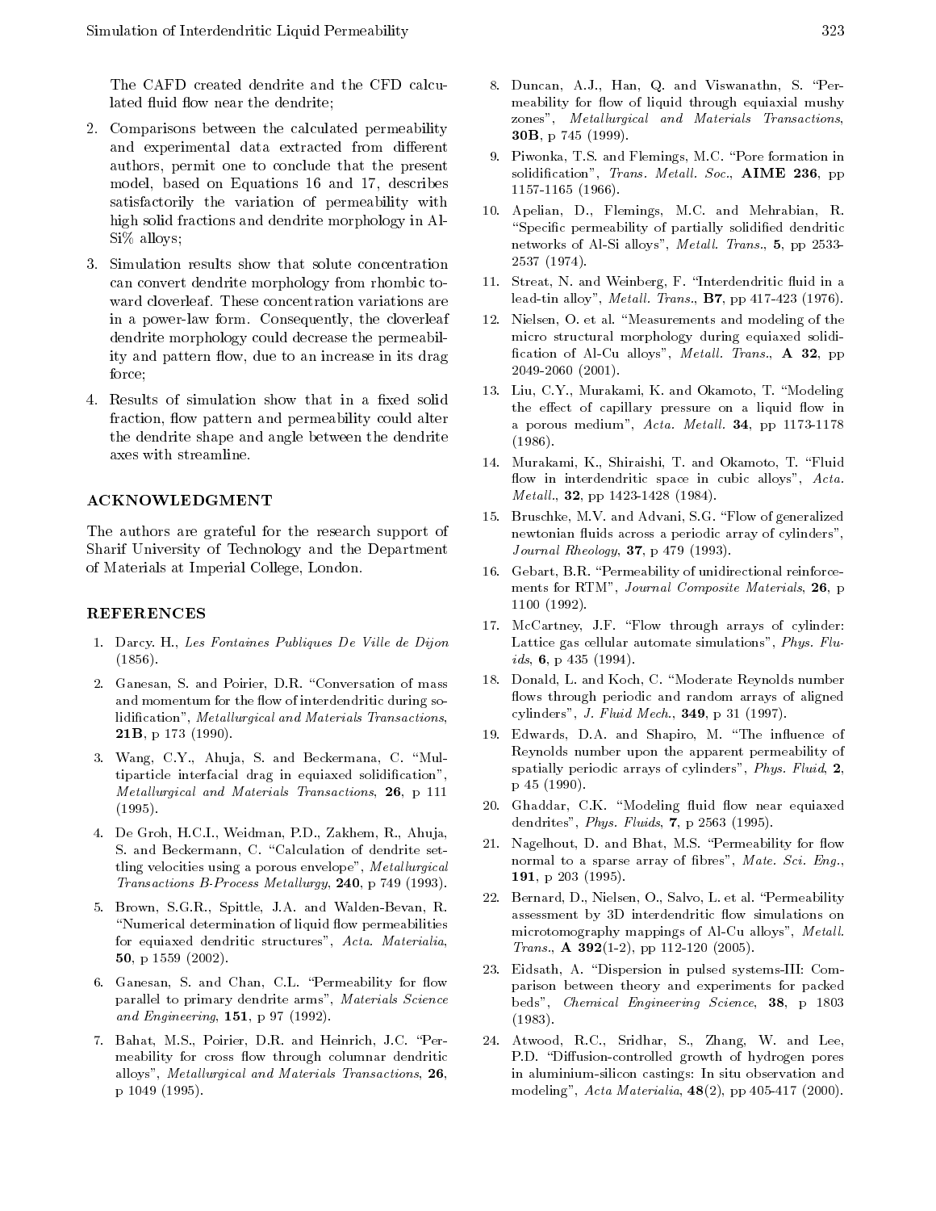The CAFD created dendrite and the CFD calculated fluid flow near the dendrite;

2. Comparisons between the calculated permeability and experimental data extracted from different authors, permit one to conclude that the present model, based on Equations 16 and 17, describes satisfactorily the variation of permeability with high solid fractions and dendrite morphology in Al-Si% alloys;
3. Simulation results show that solute concentration can convert dendrite morphology from rhombic toward cloverleaf. These concentration variations are in a power-law form. Consequently, the cloverleaf dendrite morphology could decrease the permeability and pattern flow, due to an increase in its drag force;
4. Results of simulation show that in a fixed solid fraction, flow pattern and permeability could alter the dendrite shape and angle between the dendrite axes with streamline.

## ACKNOWLEDGMENT

The authors are grateful for the research support of Sharif University of Technology and the Department of Materials at Imperial College, London.

## REFERENCES

1. Darcy. H., *Les Fontaines Publiques De Ville de Dijon* (1856).
2. Ganesan, S. and Poirier, D.R. "Conversation of mass and momentum for the flow of interdendritic during solidification", *Metallurgical and Materials Transactions*, **21B**, p 173 (1990).
3. Wang, C.Y., Ahuja, S. and Beckermana, C. "Multiparticle interfacial drag in equiaxed solidification", *Metallurgical and Materials Transactions*, **26**, p 111 (1995).
4. De Groh, H.C.I., Weidman, P.D., Zakhem, R., Ahuja, S. and Beckermann, C. "Calculation of dendrite settling velocities using a porous envelope", *Metallurgical Transactions B-Process Metallurgy*, **240**, p 749 (1993).
5. Brown, S.G.R., Spittle, J.A. and Walden-Bevan, R. "Numerical determination of liquid flow permeabilities for equiaxed dendritic structures", *Acta. Materialia*, **50**, p 1559 (2002).
6. Ganesan, S. and Chan, C.L. "Permeability for flow parallel to primary dendrite arms", *Materials Science and Engineering*, **151**, p 97 (1992).
7. Bahat, M.S., Poirier, D.R. and Heinrich, J.C. "Permeability for cross flow through columnar dendritic alloys", *Metallurgical and Materials Transactions*, **26**, p 1049 (1995).
8. Duncan, A.J., Han, Q. and Viswanathn, S. "Permeability for flow of liquid through equiaxial mushy zones", *Metallurgical and Materials Transactions*, **30B**, p 745 (1999).
9. Piwonka, T.S. and Flemings, M.C. "Pore formation in solidification", *Trans. Metall. Soc.*, **AIME 236**, pp 1157-1165 (1966).
10. Apelian, D., Flemings, M.C. and Mehrabian, R. "Specific permeability of partially solidified dendritic networks of Al-Si alloys", *Metall. Trans.*, **5**, pp 2533-2537 (1974).
11. Streat, N. and Weinberg, F. "Interdendritic fluid in a lead-tin alloy", *Metall. Trans.*, **B7**, pp 417-423 (1976).
12. Nielsen, O. et al. "Measurements and modeling of the micro structural morphology during equiaxed solidification of Al-Cu alloys", *Metall. Trans.*, **A 32**, pp 2049-2060 (2001).
13. Liu, C.Y., Murakami, K. and Okamoto, T. "Modeling the effect of capillary pressure on a liquid flow in a porous medium", *Acta. Metall.* **34**, pp 1173-1178 (1986).
14. Murakami, K., Shiraishi, T. and Okamoto, T. "Fluid flow in interdendritic space in cubic alloys", *Acta. Metall.*, **32**, pp 1423-1428 (1984).
15. Bruschke, M.V. and Advani, S.G. "Flow of generalized newtonian fluids across a periodic array of cylinders", *Journal Rheology*, **37**, p 479 (1993).
16. Gebart, B.R. "Permeability of unidirectional reinforcements for RTM", *Journal Composite Materials*, **26**, p 1100 (1992).
17. McCartney, J.F. "Flow through arrays of cylinder: Lattice gas cellular automate simulations", *Phys. Fluids*, **6**, p 435 (1994).
18. Donald, L. and Koch, C. "Moderate Reynolds number flows through periodic and random arrays of aligned cylinders", *J. Fluid Mech.*, **349**, p 31 (1997).
19. Edwards, D.A. and Shapiro, M. "The influence of Reynolds number upon the apparent permeability of spatially periodic arrays of cylinders", *Phys. Fluid*, **2**, p 45 (1990).
20. Ghaddar, C.K. "Modeling fluid flow near equiaxed dendrites", *Phys. Fluids*, **7**, p 2563 (1995).
21. Nagelhout, D. and Bhat, M.S. "Permeability for flow normal to a sparse array of fibres", *Mate. Sci. Eng.*, **191**, p 203 (1995).
22. Bernard, D., Nielsen, O., Salvo, L. et al. "Permeability assessment by 3D interdendritic flow simulations on microtomography mappings of Al-Cu alloys", *Metall. Trans.*, **A 392**(1-2), pp 112-120 (2005).
23. Eidsath, A. "Dispersion in pulsed systems-III: Comparison between theory and experiments for packed beds", *Chemical Engineering Science*, **38**, p 1803 (1983).
24. Atwood, R.C., Sridhar, S., Zhang, W. and Lee, P.D. "Diffusion-controlled growth of hydrogen pores in aluminium-silicon castings: In situ observation and modeling", *Acta Materialia*, **48**(2), pp 405-417 (2000).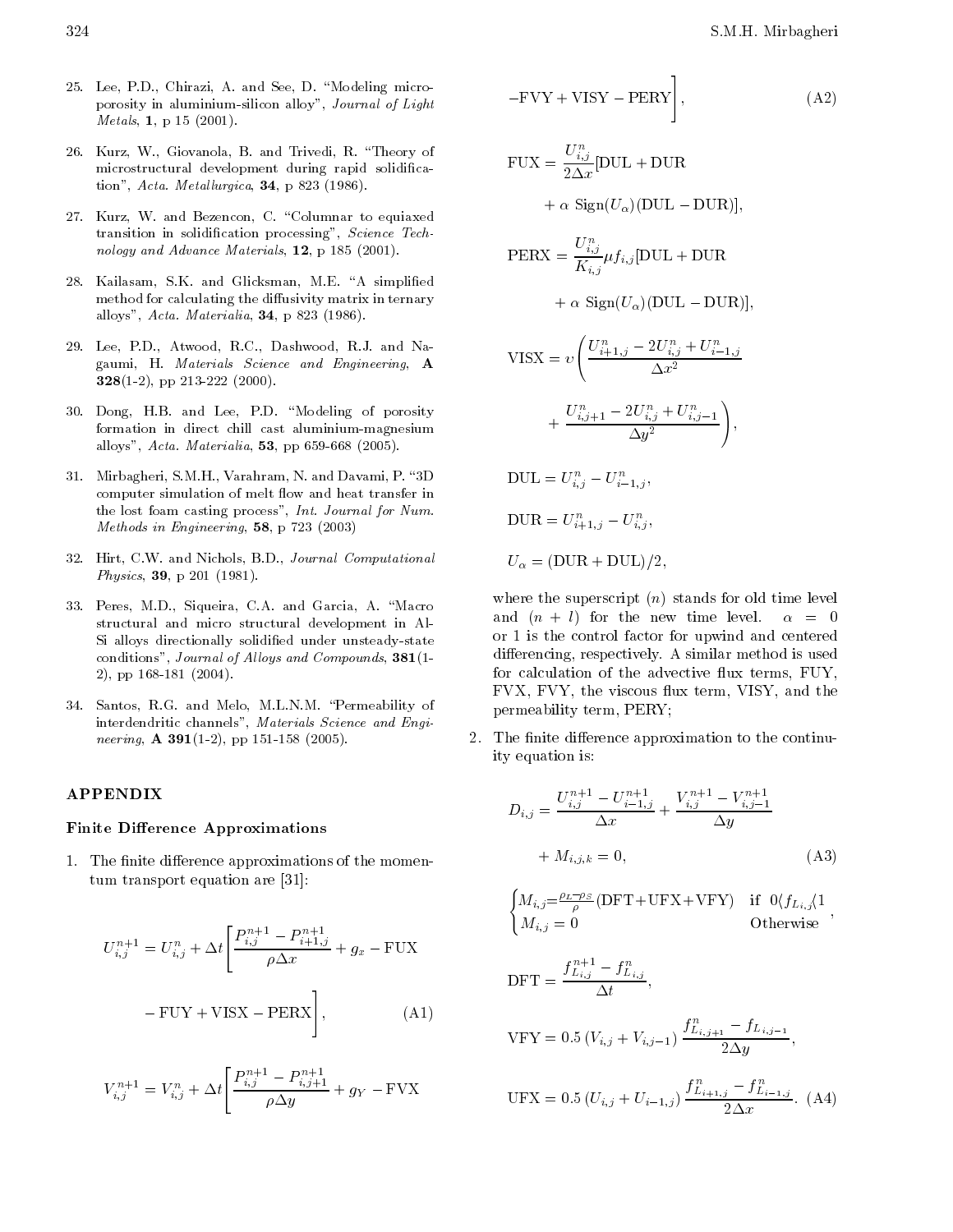25. Lee, P.D., Chirazi, A. and See, D. "Modeling microporosity in aluminium-silicon alloy", *Journal of Light Metals*, **1**, p 15 (2001).

26. Kurz, W., Giovanola, B. and Trivedi, R. "Theory of microstructural development during rapid solidification", *Acta. Metallurgica*, **34**, p 823 (1986).

27. Kurz, W. and Bezencon, C. "Columnar to equiaxed transition in solidification processing", *Science Technology and Advance Materials*, **12**, p 185 (2001).

28. Kailasam, S.K. and Glicksman, M.E. "A simplified method for calculating the diffusivity matrix in ternary alloys", *Acta. Materialia*, **34**, p 823 (1986).

29. Lee, P.D., Atwood, R.C., Dashwood, R.J. and Nagaumi, H. *Materials Science and Engineering*, **A 328**(1-2), pp 213-222 (2000).

30. Dong, H.B. and Lee, P.D. "Modeling of porosity formation in direct chill cast aluminium-magnesium alloys", *Acta. Materialia*, **53**, pp 659-668 (2005).

31. Mirbagheri, S.M.H., Varahram, N. and Davami, P. "3D computer simulation of melt flow and heat transfer in the lost foam casting process", *Int. Journal for Num. Methods in Engineering*, **58**, p 723 (2003)

32. Hirt, C.W. and Nichols, B.D., *Journal Computational Physics*, **39**, p 201 (1981).

33. Peres, M.D., Siqueira, C.A. and Garcia, A. "Macro structural and micro structural development in Al-Si alloys directionally solidified under unsteady-state conditions", *Journal of Alloys and Compounds*, **381**(1-2), pp 168-181 (2004).

34. Santos, R.G. and Melo, M.L.N.M. "Permeability of interdendritic channels", *Materials Science and Engineering*, **A 391**(1-2), pp 151-158 (2005).

## APPENDIX

### Finite Difference Approximations

1. The finite difference approximations of the momentum transport equation are [31]:

$$U_{i,j}^{n+1} = U_{i,j}^{n} + \Delta t \left[ \frac{P_{i,j}^{n+1} - P_{i+1,j}^{n+1}}{\rho \Delta x} + g_x - \text{FUX} - \text{FUY} + \text{VISX} - \text{PERX} \right], \quad \text{(A1)}$$

$$V_{i,j}^{n+1} = V_{i,j}^{n} + \Delta t \left[ \frac{P_{i,j}^{n+1} - P_{i,j+1}^{n+1}}{\rho \Delta y} + g_Y - \text{FVX} - \text{FVY} + \text{VISY} - \text{PERY} \right], \quad \text{(A2)}$$

$$\text{FUX} = \frac{U_{i,j}^{n}}{2\Delta x}[\text{DUL} + \text{DUR} + \alpha \ \text{Sign}(U_\alpha)(\text{DUL} - \text{DUR})],$$

$$\text{PERX} = \frac{U_{i,j}^{n}}{K_{i,j}} \mu f_{i,j} [\text{DUL} + \text{DUR} + \alpha \ \text{Sign}(U_\alpha)(\text{DUL} - \text{DUR})],$$

$$\text{VISX} = \upsilon \left( \frac{U_{i+1,j}^{n} - 2U_{i,j}^{n} + U_{i-1,j}^{n}}{\Delta x^2} + \frac{U_{i,j+1}^{n} - 2U_{i,j}^{n} + U_{i,j-1}^{n}}{\Delta y^2} \right),$$

$$\text{DUL} = U_{i,j}^{n} - U_{i-1,j}^{n},$$

$$\text{DUR} = U_{i+1,j}^{n} - U_{i,j}^{n},$$

$$U_\alpha = (\text{DUR} + \text{DUL})/2,$$

where the superscript $(n)$ stands for old time level and $(n + l)$ for the new time level. $\alpha = 0$ or 1 is the control factor for upwind and centered differencing, respectively. A similar method is used for calculation of the advective flux terms, FUY, FVX, FVY, the viscous flux term, VISY, and the permeability term, PERY;

2. The finite difference approximation to the continuity equation is:

$$D_{i,j} = \frac{U_{i,j}^{n+1} - U_{i-1,j}^{n+1}}{\Delta x} + \frac{V_{i,j}^{n+1} - V_{i,j-1}^{n+1}}{\Delta y} + M_{i,j,k} = 0, \quad \text{(A3)}$$

$$\begin{cases} M_{i,j} = \frac{\rho_L - \rho_S}{\rho}(\text{DFT} + \text{UFX} + \text{VFY}) & \text{if } \ 0 \langle f_{L_{i,j}} \langle 1 \\ M_{i,j} = 0 & \text{Otherwise} \end{cases},$$

$$\text{DFT} = \frac{f_{L_{i,j}}^{n+1} - f_{L_{i,j}}^{n}}{\Delta t},$$

$$\text{VFY} = 0.5\,(V_{i,j} + V_{i,j-1}) \frac{f_{L_{i,j+1}}^{n} - f_{L_{i,j-1}}}{2\Delta y},$$

$$\text{UFX} = 0.5\,(U_{i,j} + U_{i-1,j}) \frac{f_{L_{i+1,j}}^{n} - f_{L_{i-1,j}}^{n}}{2\Delta x}. \quad \text{(A4)}$$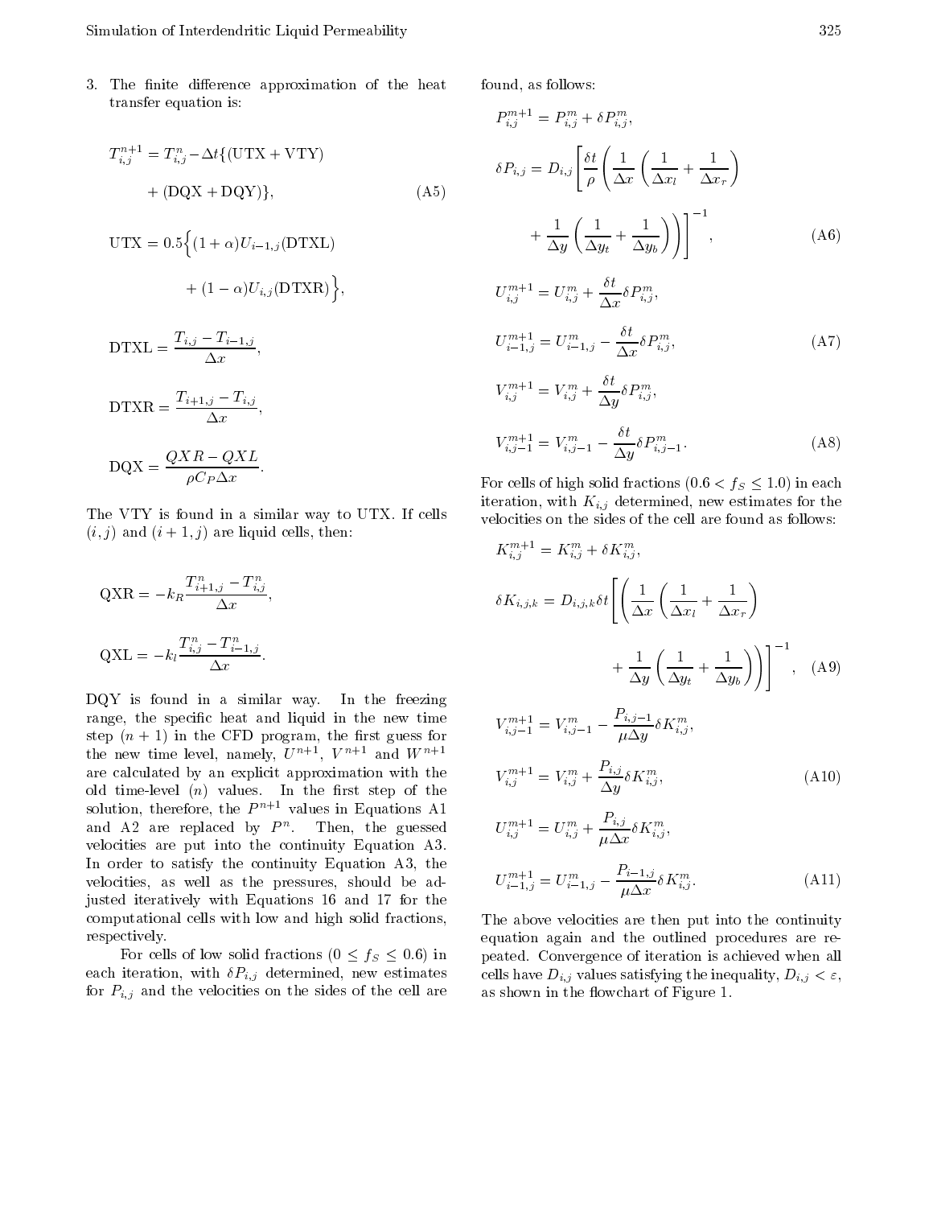3. The finite difference approximation of the heat transfer equation is:

$$T_{i,j}^{n+1} = T_{i,j}^{n} - \Delta t\{(\text{UTX} + \text{VTY}) + (\text{DQX} + \text{DQY})\}, \tag{A5}$$

$$\text{UTX} = 0.5\Big\{(1+\alpha)U_{i-1,j}(\text{DTXL}) + (1-\alpha)U_{i,j}(\text{DTXR})\Big\},$$

$$\text{DTXL} = \frac{T_{i,j} - T_{i-1,j}}{\Delta x},$$

$$\text{DTXR} = \frac{T_{i+1,j} - T_{i,j}}{\Delta x},$$

$$\text{DQX} = \frac{QXR - QXL}{\rho C_P \Delta x}.$$

The VTY is found in a similar way to UTX. If cells $(i,j)$ and $(i+1,j)$ are liquid cells, then:

$$\text{QXR} = -k_R \frac{T_{i+1,j}^{n} - T_{i,j}^{n}}{\Delta x},$$

$$\text{QXL} = -k_l \frac{T_{i,j}^{n} - T_{i-1,j}^{n}}{\Delta x}.$$

DQY is found in a similar way. In the freezing range, the specific heat and liquid in the new time step $(n+1)$ in the CFD program, the first guess for the new time level, namely, $U^{n+1}$, $V^{n+1}$ and $W^{n+1}$ are calculated by an explicit approximation with the old time-level $(n)$ values. In the first step of the solution, therefore, the $P^{n+1}$ values in Equations A1 and A2 are replaced by $P^{n}$. Then, the guessed velocities are put into the continuity Equation A3. In order to satisfy the continuity Equation A3, the velocities, as well as the pressures, should be adjusted iteratively with Equations 16 and 17 for the computational cells with low and high solid fractions, respectively.

For cells of low solid fractions $(0 \leq f_S \leq 0.6)$ in each iteration, with $\delta P_{i,j}$ determined, new estimates for $P_{i,j}$ and the velocities on the sides of the cell are found, as follows:

$$P_{i,j}^{m+1} = P_{i,j}^{m} + \delta P_{i,j}^{m},$$

$$\delta P_{i,j} = D_{i,j}\left[\frac{\delta t}{\rho}\left(\frac{1}{\Delta x}\left(\frac{1}{\Delta x_l} + \frac{1}{\Delta x_r}\right) + \frac{1}{\Delta y}\left(\frac{1}{\Delta y_t} + \frac{1}{\Delta y_b}\right)\right)\right]^{-1}, \tag{A6}$$

$$U_{i,j}^{m+1} = U_{i,j}^{m} + \frac{\delta t}{\Delta x}\delta P_{i,j}^{m},$$

$$U_{i-1,j}^{m+1} = U_{i-1,j}^{m} - \frac{\delta t}{\Delta x}\delta P_{i,j}^{m}, \tag{A7}$$

$$V_{i,j}^{m+1} = V_{i,j}^{m} + \frac{\delta t}{\Delta y}\delta P_{i,j}^{m},$$

$$V_{i,j-1}^{m+1} = V_{i,j-1}^{m} - \frac{\delta t}{\Delta y}\delta P_{i,j-1}^{m}. \tag{A8}$$

For cells of high solid fractions $(0.6 < f_S \leq 1.0)$ in each iteration, with $K_{i,j}$ determined, new estimates for the velocities on the sides of the cell are found as follows:

$$K_{i,j}^{m+1} = K_{i,j}^{m} + \delta K_{i,j}^{m},$$

$$\delta K_{i,j,k} = D_{i,j,k}\delta t\left[\left(\frac{1}{\Delta x}\left(\frac{1}{\Delta x_l} + \frac{1}{\Delta x_r}\right) + \frac{1}{\Delta y}\left(\frac{1}{\Delta y_t} + \frac{1}{\Delta y_b}\right)\right)\right]^{-1}, \tag{A9}$$

$$V_{i,j-1}^{m+1} = V_{i,j-1}^{m} - \frac{P_{i,j-1}}{\mu \Delta y}\delta K_{i,j}^{m},$$

$$V_{i,j}^{m+1} = V_{i,j}^{m} + \frac{P_{i,j}}{\Delta y}\delta K_{i,j}^{m}, \tag{A10}$$

$$U_{i,j}^{m+1} = U_{i,j}^{m} + \frac{P_{i,j}}{\mu \Delta x}\delta K_{i,j}^{m},$$

$$U_{i-1,j}^{m+1} = U_{i-1,j}^{m} - \frac{P_{i-1,j}}{\mu \Delta x}\delta K_{i,j}^{m}. \tag{A11}$$

The above velocities are then put into the continuity equation again and the outlined procedures are repeated. Convergence of iteration is achieved when all cells have $D_{i,j}$ values satisfying the inequality, $D_{i,j} < \varepsilon$, as shown in the flowchart of Figure 1.